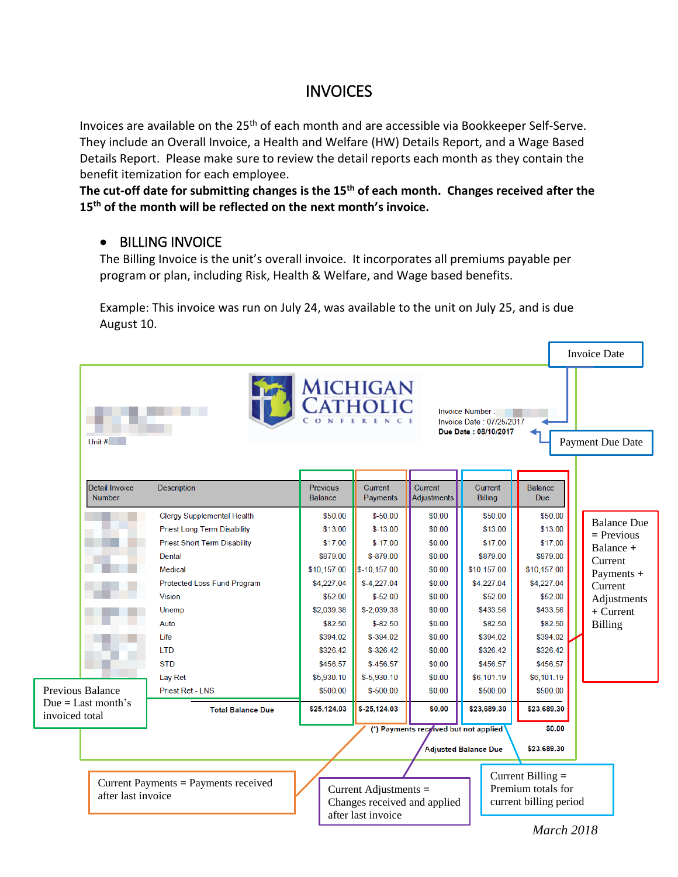# INVOICES

Invoices are available on the 25th of each month and are accessible via Bookkeeper Self-Serve. They include an Overall Invoice, a Health and Welfare (HW) Details Report, and a Wage Based Details Report. Please make sure to review the detail reports each month as they contain the benefit itemization for each employee.

**The cut-off date for submitting changes is the 15th of each month. Changes received after the 15th of the month will be reflected on the next month's invoice.**

- BILLING INVOICE

The Billing Invoice is the unit's overall invoice. It incorporates all premiums payable per program or plan, including Risk, Health & Welfare, and Wage based benefits.

Example: This invoice was run on July 24, was available to the unit on July 25, and is due August 10.

MICHIGAN CATHOLIC CONFERENCE

Unit #

Invoice Number :
Invoice Date : 07/25/2017 ← Invoice Date
**Due Date : 08/10/2017** ← Payment Due Date

| Detail Invoice Number | Description | Previous Balance | Current Payments | Current Adjustments | Current Billing | Balance Due |
|---|---|---|---|---|---|---|
| | Clergy Supplemental Health | $50.00 | $-50.00 | $0.00 | $50.00 | $50.00 |
| | Priest Long Term Disability | $13.00 | $-13.00 | $0.00 | $13.00 | $13.00 |
| | Priest Short Term Disability | $17.00 | $-17.00 | $0.00 | $17.00 | $17.00 |
| | Dental | $879.00 | $-879.00 | $0.00 | $879.00 | $879.00 |
| | Medical | $10,157.00 | $-10,157.00 | $0.00 | $10,157.00 | $10,157.00 |
| | Protected Loss Fund Program | $4,227.04 | $-4,227.04 | $0.00 | $4,227.04 | $4,227.04 |
| | Vision | $52.00 | $-52.00 | $0.00 | $52.00 | $52.00 |
| | Unemp | $2,039.38 | $-2,039.38 | $0.00 | $433.56 | $433.56 |
| | Auto | $82.50 | $-82.50 | $0.00 | $82.50 | $82.50 |
| | Life | $394.02 | $-394.02 | $0.00 | $394.02 | $394.02 |
| | LTD | $326.42 | $-326.42 | $0.00 | $326.42 | $326.42 |
| | STD | $456.57 | $-456.57 | $0.00 | $456.57 | $456.57 |
| | Lay Ret | $5,930.10 | $-5,930.10 | $0.00 | $6,101.19 | $6,101.19 |
| | Priest Ret - LNS | $500.00 | $-500.00 | $0.00 | $500.00 | $500.00 |
| | **Total Balance Due** | **$25,124.03** | **$-25,124.03** | **$0.00** | **$23,689.30** | **$23,689.30** |
| | | | | **(\*) Payments received but not applied** | | **$0.00** |
| | | | | **Adjusted Balance Due** | | **$23,689.30** |

Previous Balance Due = Last month's invoiced total

Current Payments = Payments received after last invoice

Current Adjustments = Changes received and applied after last invoice

Current Billing = Premium totals for current billing period

Balance Due = Previous Balance + Current Payments + Current Adjustments + Current Billing

*March 2018*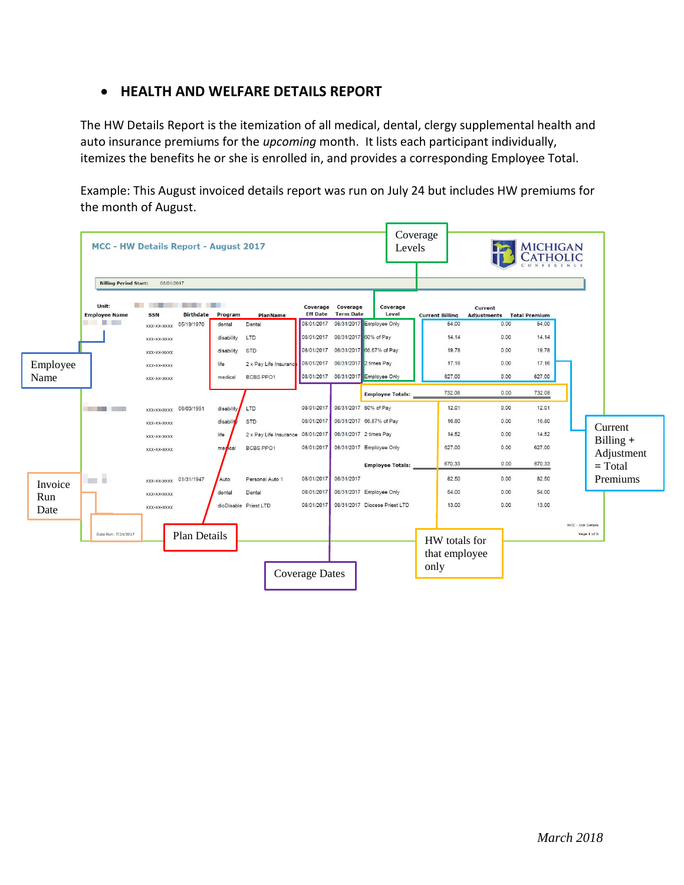- **HEALTH AND WELFARE DETAILS REPORT**

The HW Details Report is the itemization of all medical, dental, clergy supplemental health and auto insurance premiums for the *upcoming* month. It lists each participant individually, itemizes the benefits he or she is enrolled in, and provides a corresponding Employee Total.

Example: This August invoiced details report was run on July 24 but includes HW premiums for the month of August.

**MCC - HW Details Report - August 2017**

MICHIGAN CATHOLIC CONFERENCE

Billing Period Start: 08/01/2017

Unit:

| Employee Name | SSN | Birthdate | Program | PlanName | Coverage Eff Date | Coverage Term Date | Coverage Level | Current Billing | Current Adjustments | Total Premium |
|---|---|---|---|---|---|---|---|---|---|---|
| | XXX-XX-XXXX | 05/19/1970 | dental | Dental | 08/01/2017 | 08/31/2017 | Employee Only | 54.00 | 0.00 | 54.00 |
| | XXX-XX-XXXX | | disability | LTD | 08/01/2017 | 08/31/2017 | 60% of Pay | 14.14 | 0.00 | 14.14 |
| | XXX-XX-XXXX | | disability | STD | 08/01/2017 | 08/31/2017 | 66.67% of Pay | 19.78 | 0.00 | 19.78 |
| | XXX-XX-XXXX | | life | 2 x Pay Life Insurance | 08/01/2017 | 08/31/2017 | 2 times Pay | 17.16 | 0.00 | 17.16 |
| | XXX-XX-XXXX | | medical | BCBS PPO1 | 08/01/2017 | 08/31/2017 | Employee Only | 627.00 | 0.00 | 627.00 |
| | | | | | | | **Employee Totals:** | 732.08 | 0.00 | 732.08 |
| | XXX-XX-XXXX | 08/03/1991 | disability | LTD | 08/01/2017 | 08/31/2017 | 60% of Pay | 12.01 | 0.00 | 12.01 |
| | XXX-XX-XXXX | | disability | STD | 08/01/2017 | 08/31/2017 | 66.67% of Pay | 16.80 | 0.00 | 16.80 |
| | XXX-XX-XXXX | | life | 2 x Pay Life Insurance | 08/01/2017 | 08/31/2017 | 2 times Pay | 14.52 | 0.00 | 14.52 |
| | XXX-XX-XXXX | | medical | BCBS PPO1 | 08/01/2017 | 08/31/2017 | Employee Only | 627.00 | 0.00 | 627.00 |
| | | | | | | | **Employee Totals:** | 670.33 | 0.00 | 670.33 |
| | XXX-XX-XXXX | 01/31/1947 | Auto | Personal Auto 1 | 08/01/2017 | 08/31/2017 | | 82.50 | 0.00 | 82.50 |
| | XXX-XX-XXXX | | dental | Dental | 08/01/2017 | 08/31/2017 | Employee Only | 54.00 | 0.00 | 54.00 |
| | XXX-XX-XXXX | | dioDisable | Priest LTD | 08/01/2017 | 08/31/2017 | Diocese Priest LTD | 13.00 | 0.00 | 13.00 |

Date Run: 7/24/2017

Callouts: Employee Name; Invoice Run Date; Plan Details; Coverage Dates; Coverage Levels; HW totals for that employee only; Current Billing + Adjustment = Total Premiums

*March 2018*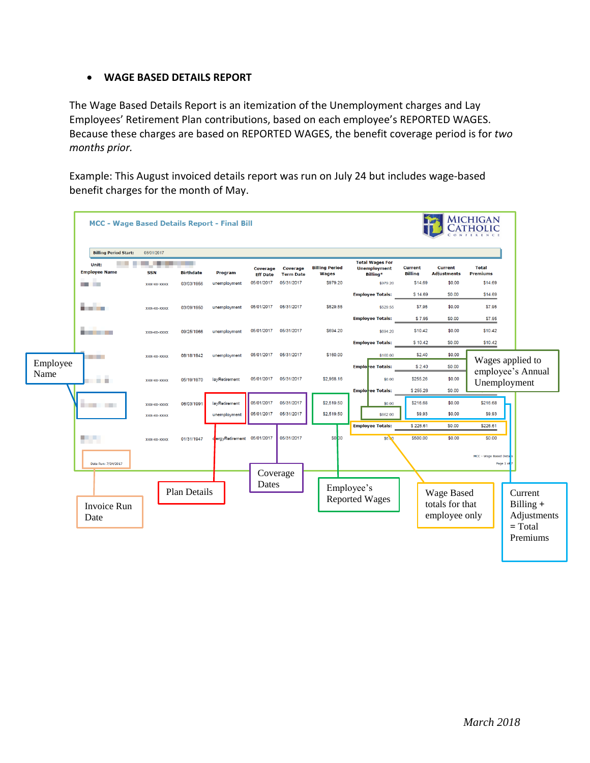- **WAGE BASED DETAILS REPORT**

The Wage Based Details Report is an itemization of the Unemployment charges and Lay Employees' Retirement Plan contributions, based on each employee's REPORTED WAGES. Because these charges are based on REPORTED WAGES, the benefit coverage period is for *two months prior.*

Example: This August invoiced details report was run on July 24 but includes wage-based benefit charges for the month of May.

MCC - Wage Based Details Report - Final Bill

MICHIGAN CATHOLIC CONFERENCE

Billing Period Start: 08/01/2017

Unit:

| Employee Name | SSN | Birthdate | Program | Coverage Eff Date | Coverage Term Date | Billing Period Wages | Total Wages For Unemployment Billing* | Current Billing | Current Adjustments | Total Premiums |
|---|---|---|---|---|---|---|---|---|---|---|
| | xxx-xx-xxxx | 03/03/1956 | unemployment | 05/01/2017 | 05/31/2017 | $979.20 | $979.20 | $14.69 | $0.00 | $14.69 |
| | | | | | | | Employee Totals: | $ 14.69 | $0.00 | $14.69 |
| | xxx-xx-xxxx | 03/09/1950 | unemployment | 05/01/2017 | 05/31/2017 | $529.55 | $529.55 | $7.95 | $0.00 | $7.95 |
| | | | | | | | Employee Totals: | $ 7.95 | $0.00 | $7.95 |
| | xxx-xx-xxxx | 09/25/1966 | unemployment | 05/01/2017 | 05/31/2017 | $694.20 | $694.20 | $10.42 | $0.00 | $10.42 |
| | | | | | | | Employee Totals: | $ 10.42 | $0.00 | $10.42 |
| | xxx-xx-xxxx | 08/18/1942 | unemployment | 05/01/2017 | 05/31/2017 | $160.00 | $160.00 | $2.40 | $0.00 | |
| | | | | | | | Employee Totals: | $ 2.40 | $0.00 | |
| | xxx-xx-xxxx | 05/19/1970 | layRetirement | 05/01/2017 | 05/31/2017 | $2,968.16 | $0.00 | $255.26 | $0.00 | |
| | | | | | | | Employee Totals: | $ 255.26 | $0.00 | |
| | xxx-xx-xxxx | 06/03/1991 | layRetirement | 05/01/2017 | 05/31/2017 | $2,519.50 | $0.00 | $216.68 | $0.00 | $216.68 |
| | xxx-xx-xxxx | | unemployment | 05/01/2017 | 05/31/2017 | $2,519.50 | $662.00 | $9.93 | $0.00 | $9.93 |
| | | | | | | | Employee Totals: | $ 226.61 | $0.00 | $226.61 |
| | xxx-xx-xxxx | 01/31/1947 | clergyRetirement | 05/01/2017 | 05/31/2017 | $0.00 | $0.00 | $500.00 | $0.00 | $0.00 |

Date Run: 7/24/2017

MCC - Wage Based Details

Page 1 of 7

Employee Name

Wages applied to employee's Annual Unemployment

Invoice Run Date

Plan Details

Coverage Dates

Employee's Reported Wages

Wage Based totals for that employee only

Current Billing + Adjustments = Total Premiums

*March 2018*